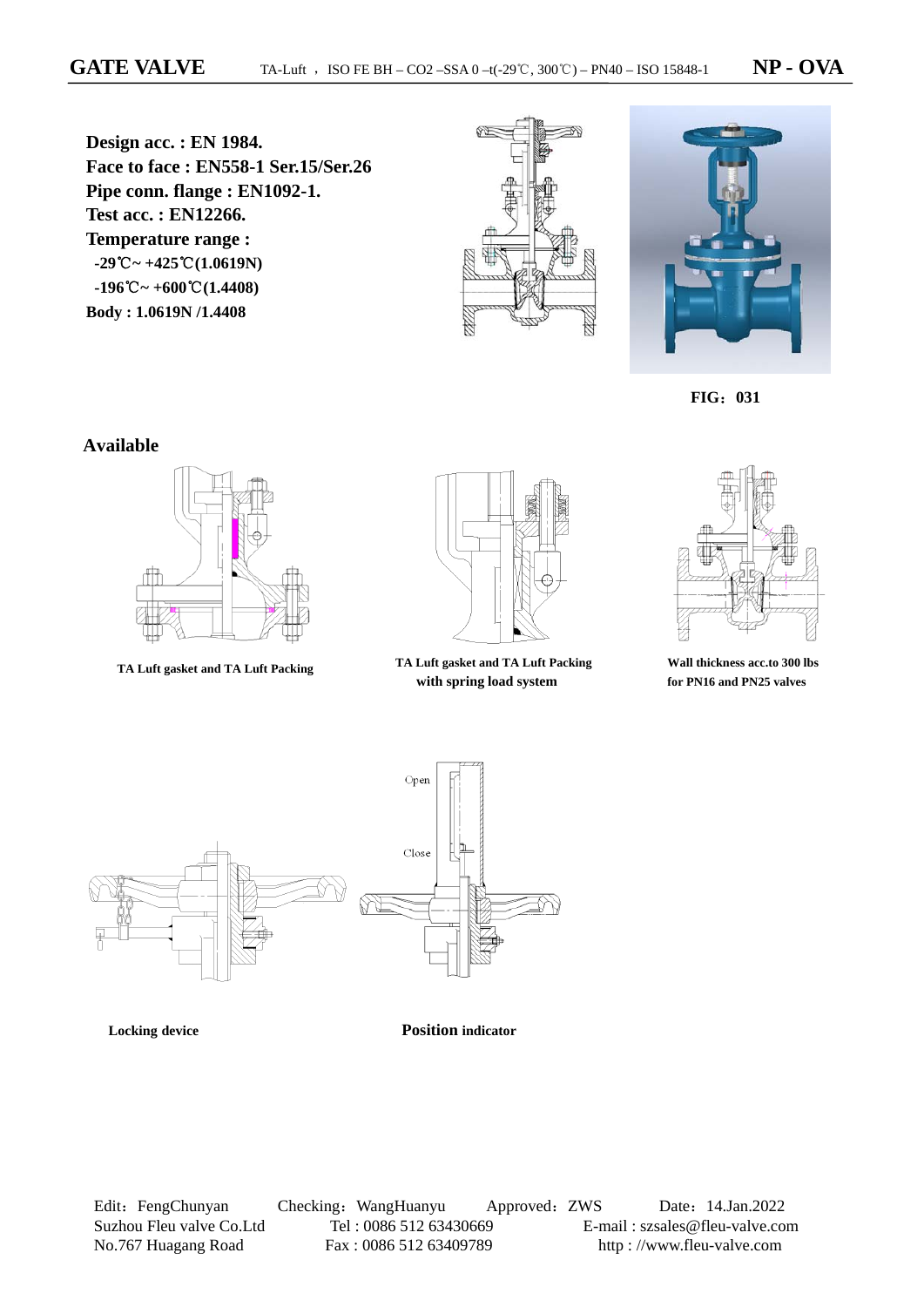# GATE VALVE

TA-Luft ， ISO FE BH – $CO_2$ –SSA 0 –t(-29℃, 300℃) – PN40 – ISO 15848-1 **NP - OVA**

**Design acc. : EN 1984.**
**Face to face : EN558-1 Ser.15/Ser.26**
**Pipe conn. flange : EN1092-1.**
**Test acc. : EN12266.**
**Temperature range :**
**-29℃~ +425℃(1.0619N)**
**-196℃~ +600℃(1.4408)**
**Body : 1.0619N /1.4408**

**FIG：031**

## Available

**TA Luft gasket and TA Luft Packing**

**TA Luft gasket and TA Luft Packing with spring load system**

**Wall thickness acc.to 300 lbs for PN16 and PN25 valves**

Open

Close

**Locking device**

**Position indicator**

Edit：FengChunyan Checking：WangHuanyu Approved：ZWS Date：14.Jan.2022
Suzhou Fleu valve Co.Ltd Tel : 0086 512 63430669 E-mail : szsales@fleu-valve.com
No.767 Huagang Road Fax : 0086 512 63409789 http : //www.fleu-valve.com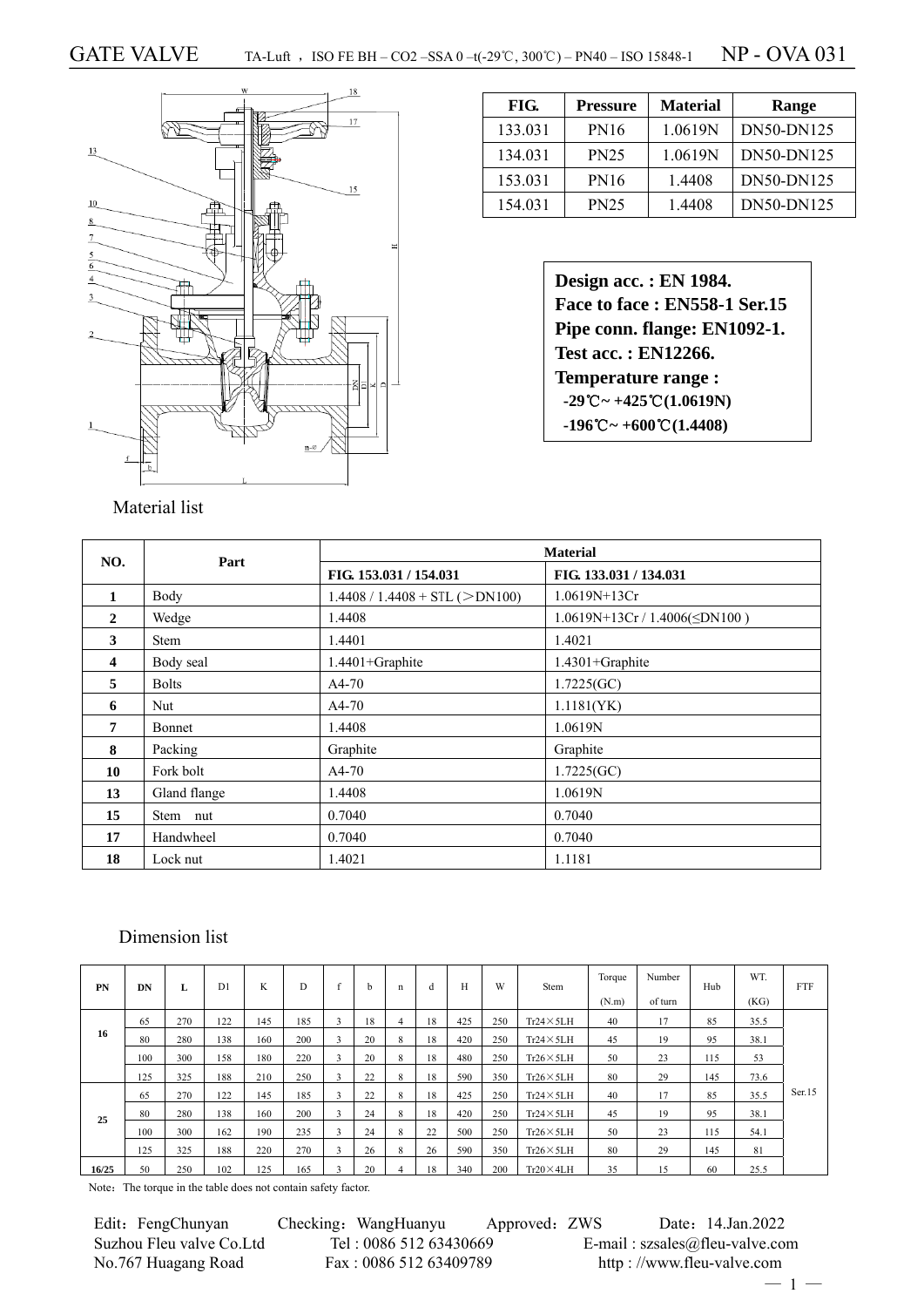# GATE VALVE

TA-Luft ，ISO FE BH – CO2 –SSA 0 –t(-29℃, 300℃) – PN40 – ISO 15848-1 **NP - OVA 031**

| FIG. | Pressure | Material | Range |
|---|---|---|---|
| 133.031 | PN16 | 1.0619N | DN50-DN125 |
| 134.031 | PN25 | 1.0619N | DN50-DN125 |
| 153.031 | PN16 | 1.4408 | DN50-DN125 |
| 154.031 | PN25 | 1.4408 | DN50-DN125 |

**Design acc. : EN 1984.**
**Face to face : EN558-1 Ser.15**
**Pipe conn. flange: EN1092-1.**
**Test acc. : EN12266.**
**Temperature range :**
**-29℃~ +425℃(1.0619N)**
**-196℃~ +600℃(1.4408)**

## Material list

| NO. | Part | Material | |
|---|---|---|---|
| | | FIG. 153.031 / 154.031 | FIG. 133.031 / 134.031 |
| 1 | Body | 1.4408 / 1.4408 + STL (＞DN100) | 1.0619N+13Cr |
| 2 | Wedge | 1.4408 | 1.0619N+13Cr / 1.4006(≤DN100 ) |
| 3 | Stem | 1.4401 | 1.4021 |
| 4 | Body seal | 1.4401+Graphite | 1.4301+Graphite |
| 5 | Bolts | A4-70 | 1.7225(GC) |
| 6 | Nut | A4-70 | 1.1181(YK) |
| 7 | Bonnet | 1.4408 | 1.0619N |
| 8 | Packing | Graphite | Graphite |
| 10 | Fork bolt | A4-70 | 1.7225(GC) |
| 13 | Gland flange | 1.4408 | 1.0619N |
| 15 | Stem nut | 0.7040 | 0.7040 |
| 17 | Handwheel | 0.7040 | 0.7040 |
| 18 | Lock nut | 1.4021 | 1.1181 |

## Dimension list

| PN | DN | L | D1 | K | D | f | b | n | d | H | W | Stem | Torque (N.m) | Number of turn | Hub | WT. (KG) | FTF |
|---|---|---|---|---|---|---|---|---|---|---|---|---|---|---|---|---|---|
| 16 | 65 | 270 | 122 | 145 | 185 | 3 | 18 | 4 | 18 | 425 | 250 | Tr24×5LH | 40 | 17 | 85 | 35.5 | Ser.15 |
| | 80 | 280 | 138 | 160 | 200 | 3 | 20 | 8 | 18 | 420 | 250 | Tr24×5LH | 45 | 19 | 95 | 38.1 | |
| | 100 | 300 | 158 | 180 | 220 | 3 | 20 | 8 | 18 | 480 | 250 | Tr26×5LH | 50 | 23 | 115 | 53 | |
| | 125 | 325 | 188 | 210 | 250 | 3 | 22 | 8 | 18 | 590 | 350 | Tr26×5LH | 80 | 29 | 145 | 73.6 | |
| 25 | 65 | 270 | 122 | 145 | 185 | 3 | 22 | 8 | 18 | 425 | 250 | Tr24×5LH | 40 | 17 | 85 | 35.5 | |
| | 80 | 280 | 138 | 160 | 200 | 3 | 24 | 8 | 18 | 420 | 250 | Tr24×5LH | 45 | 19 | 95 | 38.1 | |
| | 100 | 300 | 162 | 190 | 235 | 3 | 24 | 8 | 22 | 500 | 250 | Tr26×5LH | 50 | 23 | 115 | 54.1 | |
| | 125 | 325 | 188 | 220 | 270 | 3 | 26 | 8 | 26 | 590 | 350 | Tr26×5LH | 80 | 29 | 145 | 81 | |
| 16/25 | 50 | 250 | 102 | 125 | 165 | 3 | 20 | 4 | 18 | 340 | 200 | Tr20×4LH | 35 | 15 | 60 | 25.5 | |

Note：The torque in the table does not contain safety factor.

Edit：FengChunyan Checking：WangHuanyu Approved：ZWS Date：14.Jan.2022
Suzhou Fleu valve Co.Ltd Tel : 0086 512 63430669 E-mail : szsales@fleu-valve.com
No.767 Huagang Road Fax : 0086 512 63409789 http : //www.fleu-valve.com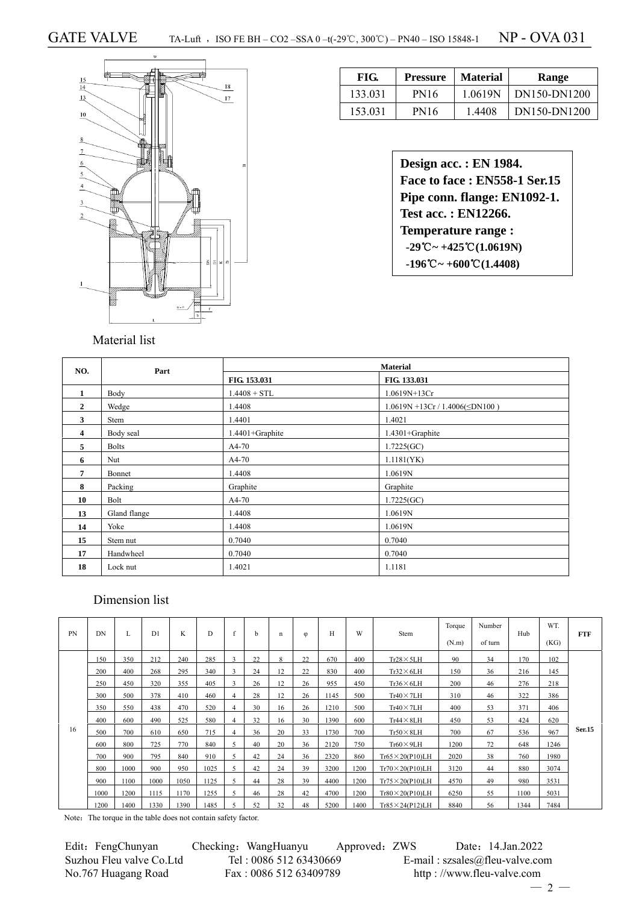# GATE VALVE

TA-Luft ，ISO FE BH – CO2 –SSA 0 –t(-29℃, 300℃) – PN40 – ISO 15848-1 NP - OVA 031

| FIG. | Pressure | Material | Range |
|---|---|---|---|
| 133.031 | PN16 | 1.0619N | DN150-DN1200 |
| 153.031 | PN16 | 1.4408 | DN150-DN1200 |

**Design acc. : EN 1984.**
**Face to face : EN558-1 Ser.15**
**Pipe conn. flange: EN1092-1.**
**Test acc. : EN12266.**
**Temperature range :**
**-29℃~ +425℃(1.0619N)**
**-196℃~ +600℃(1.4408)**

## Material list

| NO. | Part | Material | |
|---|---|---|---|
| | | FIG. 153.031 | FIG. 133.031 |
| 1 | Body | 1.4408 + STL | 1.0619N+13Cr |
| 2 | Wedge | 1.4408 | 1.0619N +13Cr / 1.4006(≤DN100 ) |
| 3 | Stem | 1.4401 | 1.4021 |
| 4 | Body seal | 1.4401+Graphite | 1.4301+Graphite |
| 5 | Bolts | A4-70 | 1.7225(GC) |
| 6 | Nut | A4-70 | 1.1181(YK) |
| 7 | Bonnet | 1.4408 | 1.0619N |
| 8 | Packing | Graphite | Graphite |
| 10 | Bolt | A4-70 | 1.7225(GC) |
| 13 | Gland flange | 1.4408 | 1.0619N |
| 14 | Yoke | 1.4408 | 1.0619N |
| 15 | Stem nut | 0.7040 | 0.7040 |
| 17 | Handwheel | 0.7040 | 0.7040 |
| 18 | Lock nut | 1.4021 | 1.1181 |

## Dimension list

| PN | DN | L | D1 | K | D | f | b | n | φ | H | W | Stem | Torque (N.m) | Number of turn | Hub | WT. (KG) | FTF |
|---|---|---|---|---|---|---|---|---|---|---|---|---|---|---|---|---|---|
| 16 | 150 | 350 | 212 | 240 | 285 | 3 | 22 | 8 | 22 | 670 | 400 | Tr28×5LH | 90 | 34 | 170 | 102 | Ser.15 |
| | 200 | 400 | 268 | 295 | 340 | 3 | 24 | 12 | 22 | 830 | 400 | Tr32×6LH | 150 | 36 | 216 | 145 | |
| | 250 | 450 | 320 | 355 | 405 | 3 | 26 | 12 | 26 | 955 | 450 | Tr36×6LH | 200 | 46 | 276 | 218 | |
| | 300 | 500 | 378 | 410 | 460 | 4 | 28 | 12 | 26 | 1145 | 500 | Tr40×7LH | 310 | 46 | 322 | 386 | |
| | 350 | 550 | 438 | 470 | 520 | 4 | 30 | 16 | 26 | 1210 | 500 | Tr40×7LH | 400 | 53 | 371 | 406 | |
| | 400 | 600 | 490 | 525 | 580 | 4 | 32 | 16 | 30 | 1390 | 600 | Tr44×8LH | 450 | 53 | 424 | 620 | |
| | 500 | 700 | 610 | 650 | 715 | 4 | 36 | 20 | 33 | 1730 | 700 | Tr50×8LH | 700 | 67 | 536 | 967 | |
| | 600 | 800 | 725 | 770 | 840 | 5 | 40 | 20 | 36 | 2120 | 750 | Tr60×9LH | 1200 | 72 | 648 | 1246 | |
| | 700 | 900 | 795 | 840 | 910 | 5 | 42 | 24 | 36 | 2320 | 860 | Tr65×20(P10)LH | 2020 | 38 | 760 | 1980 | |
| | 800 | 1000 | 900 | 950 | 1025 | 5 | 42 | 24 | 39 | 3200 | 1200 | Tr70×20(P10)LH | 3120 | 44 | 880 | 3074 | |
| | 900 | 1100 | 1000 | 1050 | 1125 | 5 | 44 | 28 | 39 | 4400 | 1200 | Tr75×20(P10)LH | 4570 | 49 | 980 | 3531 | |
| | 1000 | 1200 | 1115 | 1170 | 1255 | 5 | 46 | 28 | 42 | 4700 | 1200 | Tr80×20(P10)LH | 6250 | 55 | 1100 | 5031 | |
| | 1200 | 1400 | 1330 | 1390 | 1485 | 5 | 52 | 32 | 48 | 5200 | 1400 | Tr85×24(P12)LH | 8840 | 56 | 1344 | 7484 | |

Note：The torque in the table does not contain safety factor.

Edit：FengChunyan Checking：WangHuanyu Approved：ZWS Date：14.Jan.2022
Suzhou Fleu valve Co.Ltd Tel : 0086 512 63430669 E-mail : szsales@fleu-valve.com
No.767 Huagang Road Fax : 0086 512 63409789 http : //www.fleu-valve.com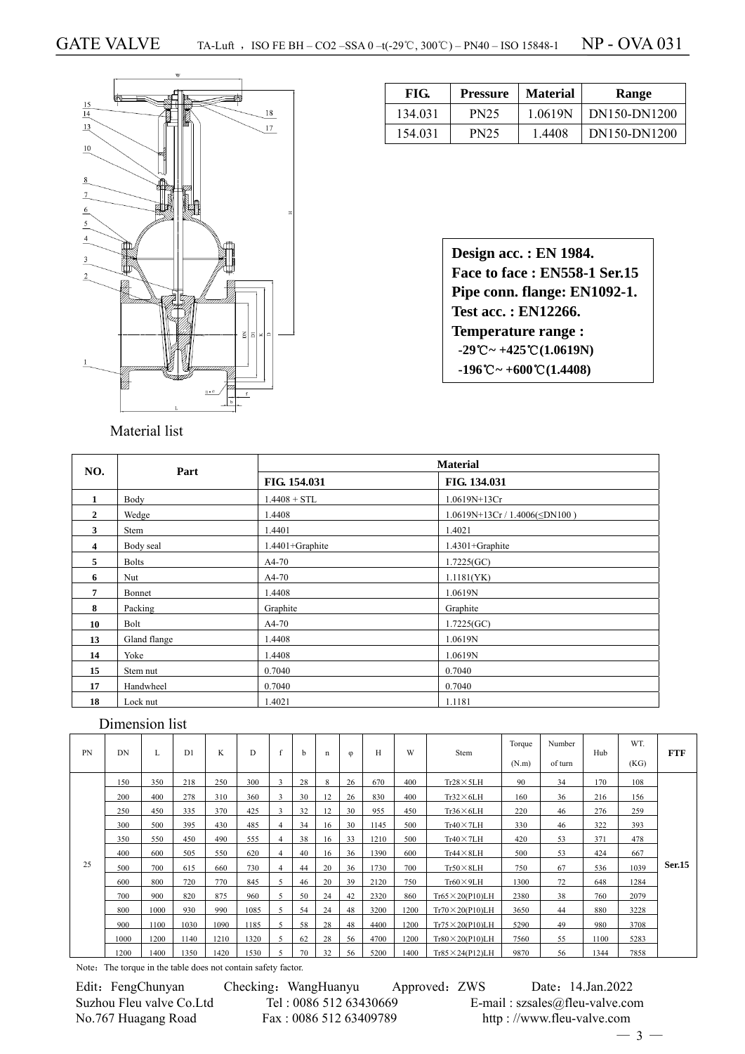# GATE VALVE

TA-Luft ，ISO FE BH – CO2 –SSA 0 –t(-29℃, 300℃) – PN40 – ISO 15848-1 **NP - OVA 031**

| FIG. | Pressure | Material | Range |
|---|---|---|---|
| 134.031 | PN25 | 1.0619N | DN150-DN1200 |
| 154.031 | PN25 | 1.4408 | DN150-DN1200 |

**Design acc. : EN 1984.**
**Face to face : EN558-1 Ser.15**
**Pipe conn. flange: EN1092-1.**
**Test acc. : EN12266.**
**Temperature range :**
**-29℃~ +425℃(1.0619N)**
**-196℃~ +600℃(1.4408)**

## Material list

| NO. | Part | Material | |
|---|---|---|---|
| | | FIG. 154.031 | FIG. 134.031 |
| 1 | Body | 1.4408 + STL | 1.0619N+13Cr |
| 2 | Wedge | 1.4408 | 1.0619N+13Cr / 1.4006(≤DN100 ) |
| 3 | Stem | 1.4401 | 1.4021 |
| 4 | Body seal | 1.4401+Graphite | 1.4301+Graphite |
| 5 | Bolts | A4-70 | 1.7225(GC) |
| 6 | Nut | A4-70 | 1.1181(YK) |
| 7 | Bonnet | 1.4408 | 1.0619N |
| 8 | Packing | Graphite | Graphite |
| 10 | Bolt | A4-70 | 1.7225(GC) |
| 13 | Gland flange | 1.4408 | 1.0619N |
| 14 | Yoke | 1.4408 | 1.0619N |
| 15 | Stem nut | 0.7040 | 0.7040 |
| 17 | Handwheel | 0.7040 | 0.7040 |
| 18 | Lock nut | 1.4021 | 1.1181 |

## Dimension list

| PN | DN | L | D1 | K | D | f | b | n | φ | H | W | Stem | Torque (N.m) | Number of turn | Hub | WT. (KG) | FTF |
|---|---|---|---|---|---|---|---|---|---|---|---|---|---|---|---|---|---|
| 25 | 150 | 350 | 218 | 250 | 300 | 3 | 28 | 8 | 26 | 670 | 400 | Tr28×5LH | 90 | 34 | 170 | 108 | Ser.15 |
| | 200 | 400 | 278 | 310 | 360 | 3 | 30 | 12 | 26 | 830 | 400 | Tr32×6LH | 160 | 36 | 216 | 156 | |
| | 250 | 450 | 335 | 370 | 425 | 3 | 32 | 12 | 30 | 955 | 450 | Tr36×6LH | 220 | 46 | 276 | 259 | |
| | 300 | 500 | 395 | 430 | 485 | 4 | 34 | 16 | 30 | 1145 | 500 | Tr40×7LH | 330 | 46 | 322 | 393 | |
| | 350 | 550 | 450 | 490 | 555 | 4 | 38 | 16 | 33 | 1210 | 500 | Tr40×7LH | 420 | 53 | 371 | 478 | |
| | 400 | 600 | 505 | 550 | 620 | 4 | 40 | 16 | 36 | 1390 | 600 | Tr44×8LH | 500 | 53 | 424 | 667 | |
| | 500 | 700 | 615 | 660 | 730 | 4 | 44 | 20 | 36 | 1730 | 700 | Tr50×8LH | 750 | 67 | 536 | 1039 | |
| | 600 | 800 | 720 | 770 | 845 | 5 | 46 | 20 | 39 | 2120 | 750 | Tr60×9LH | 1300 | 72 | 648 | 1284 | |
| | 700 | 900 | 820 | 875 | 960 | 5 | 50 | 24 | 42 | 2320 | 860 | Tr65×20(P10)LH | 2380 | 38 | 760 | 2079 | |
| | 800 | 1000 | 930 | 990 | 1085 | 5 | 54 | 24 | 48 | 3200 | 1200 | Tr70×20(P10)LH | 3650 | 44 | 880 | 3228 | |
| | 900 | 1100 | 1030 | 1090 | 1185 | 5 | 58 | 28 | 48 | 4400 | 1200 | Tr75×20(P10)LH | 5290 | 49 | 980 | 3708 | |
| | 1000 | 1200 | 1140 | 1210 | 1320 | 5 | 62 | 28 | 56 | 4700 | 1200 | Tr80×20(P10)LH | 7560 | 55 | 1100 | 5283 | |
| | 1200 | 1400 | 1350 | 1420 | 1530 | 5 | 70 | 32 | 56 | 5200 | 1400 | Tr85×24(P12)LH | 9870 | 56 | 1344 | 7858 | |

Note：The torque in the table does not contain safety factor.

Edit：FengChunyan Checking：WangHuanyu Approved：ZWS Date：14.Jan.2022
Suzhou Fleu valve Co.Ltd Tel : 0086 512 63430669 E-mail : szsales@fleu-valve.com
No.767 Huagang Road Fax : 0086 512 63409789 http : //www.fleu-valve.com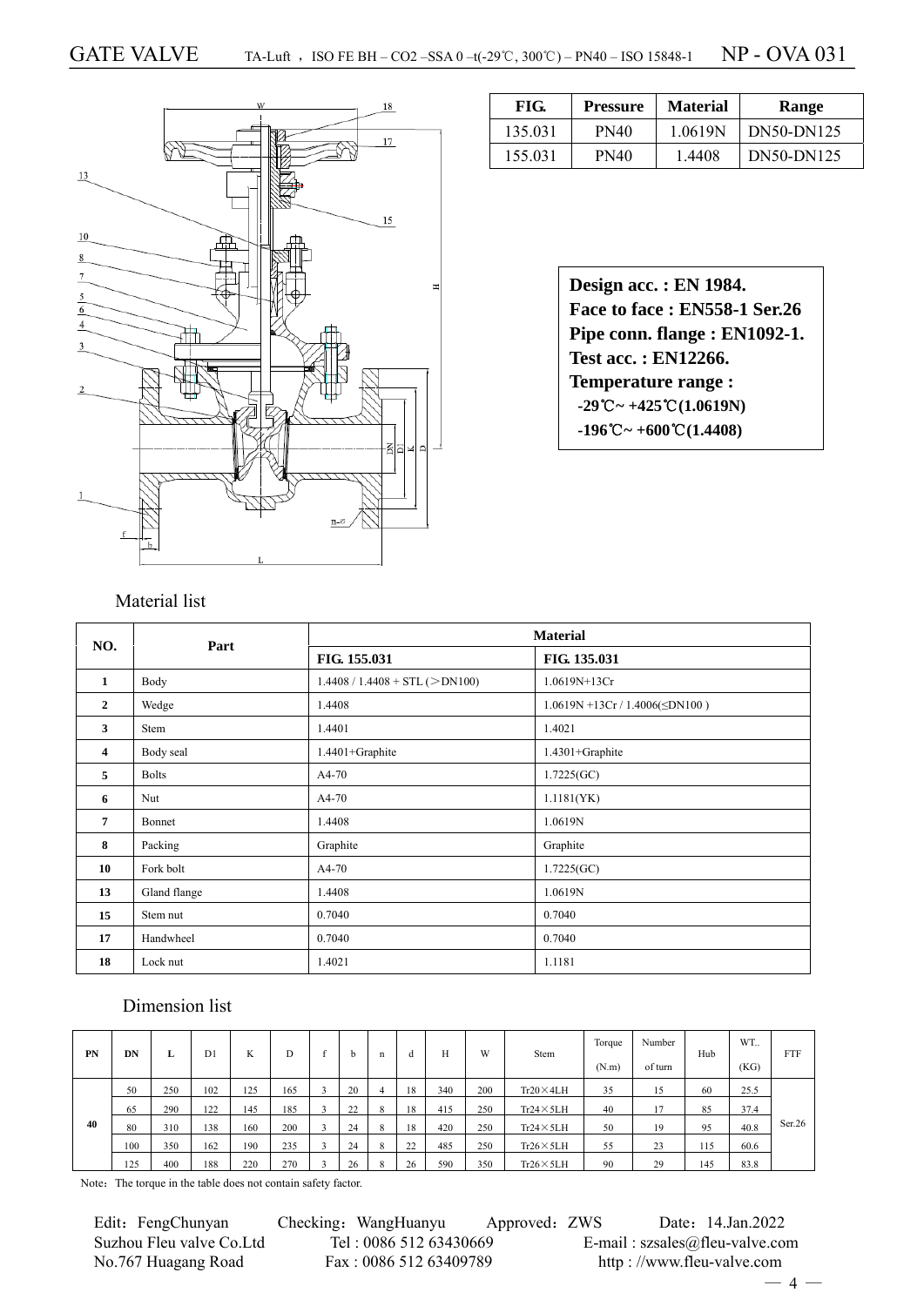# GATE VALVE

TA-Luft ，ISO FE BH – CO2 –SSA 0 –t(-29℃, 300℃) – PN40 – ISO 15848-1 NP - OVA 031

| FIG. | Pressure | Material | Range |
|---|---|---|---|
| 135.031 | PN40 | 1.0619N | DN50-DN125 |
| 155.031 | PN40 | 1.4408 | DN50-DN125 |

**Design acc. : EN 1984.**
**Face to face : EN558-1 Ser.26**
**Pipe conn. flange : EN1092-1.**
**Test acc. : EN12266.**
**Temperature range :**
**-29℃~ +425℃(1.0619N)**
**-196℃~ +600℃(1.4408)**

## Material list

| NO. | Part | Material | |
|---|---|---|---|
| | | FIG. 155.031 | FIG. 135.031 |
| 1 | Body | 1.4408 / 1.4408 + STL (＞DN100) | 1.0619N+13Cr |
| 2 | Wedge | 1.4408 | 1.0619N +13Cr / 1.4006(≤DN100 ) |
| 3 | Stem | 1.4401 | 1.4021 |
| 4 | Body seal | 1.4401+Graphite | 1.4301+Graphite |
| 5 | Bolts | A4-70 | 1.7225(GC) |
| 6 | Nut | A4-70 | 1.1181(YK) |
| 7 | Bonnet | 1.4408 | 1.0619N |
| 8 | Packing | Graphite | Graphite |
| 10 | Fork bolt | A4-70 | 1.7225(GC) |
| 13 | Gland flange | 1.4408 | 1.0619N |
| 15 | Stem nut | 0.7040 | 0.7040 |
| 17 | Handwheel | 0.7040 | 0.7040 |
| 18 | Lock nut | 1.4021 | 1.1181 |

## Dimension list

| PN | DN | L | D1 | K | D | f | b | n | d | H | W | Stem | Torque (N.m) | Number of turn | Hub | WT.. (KG) | FTF |
|---|---|---|---|---|---|---|---|---|---|---|---|---|---|---|---|---|---|
| 40 | 50 | 250 | 102 | 125 | 165 | 3 | 20 | 4 | 18 | 340 | 200 | Tr20×4LH | 35 | 15 | 60 | 25.5 | Ser.26 |
| | 65 | 290 | 122 | 145 | 185 | 3 | 22 | 8 | 18 | 415 | 250 | Tr24×5LH | 40 | 17 | 85 | 37.4 | |
| | 80 | 310 | 138 | 160 | 200 | 3 | 24 | 8 | 18 | 420 | 250 | Tr24×5LH | 50 | 19 | 95 | 40.8 | |
| | 100 | 350 | 162 | 190 | 235 | 3 | 24 | 8 | 22 | 485 | 250 | Tr26×5LH | 55 | 23 | 115 | 60.6 | |
| | 125 | 400 | 188 | 220 | 270 | 3 | 26 | 8 | 26 | 590 | 350 | Tr26×5LH | 90 | 29 | 145 | 83.8 | |

Note：The torque in the table does not contain safety factor.

Edit：FengChunyan Checking：WangHuanyu Approved：ZWS Date：14.Jan.2022
Suzhou Fleu valve Co.Ltd Tel : 0086 512 63430669 E-mail : szsales@fleu-valve.com
No.767 Huagang Road Fax : 0086 512 63409789 http : //www.fleu-valve.com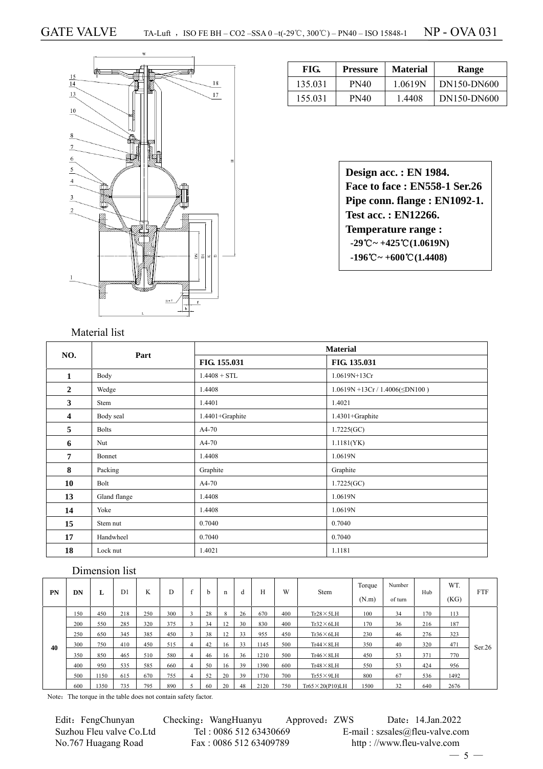# GATE VALVE

TA-Luft , ISO FE BH – CO2 –SSA 0 –t(-29℃, 300℃) – PN40 – ISO 15848-1

NP - OVA 031

15
14
13
10
8
7
6
5
4
3
2
1
18
17
W
H
DN D1 K D
n - Ф
f
b
L

| FIG. | Pressure | Material | Range |
|---|---|---|---|
| 135.031 | PN40 | 1.0619N | DN150-DN600 |
| 155.031 | PN40 | 1.4408 | DN150-DN600 |

**Design acc. : EN 1984.**
**Face to face : EN558-1 Ser.26**
**Pipe conn. flange : EN1092-1.**
**Test acc. : EN12266.**
**Temperature range :**
**-29℃~ +425℃(1.0619N)**
**-196℃~ +600℃(1.4408)**

## Material list

| NO. | Part | Material | |
|---|---|---|---|
| | | FIG. 155.031 | FIG. 135.031 |
| 1 | Body | 1.4408 + STL | 1.0619N+13Cr |
| 2 | Wedge | 1.4408 | 1.0619N +13Cr / 1.4006(≤DN100 ) |
| 3 | Stem | 1.4401 | 1.4021 |
| 4 | Body seal | 1.4401+Graphite | 1.4301+Graphite |
| 5 | Bolts | A4-70 | 1.7225(GC) |
| 6 | Nut | A4-70 | 1.1181(YK) |
| 7 | Bonnet | 1.4408 | 1.0619N |
| 8 | Packing | Graphite | Graphite |
| 10 | Bolt | A4-70 | 1.7225(GC) |
| 13 | Gland flange | 1.4408 | 1.0619N |
| 14 | Yoke | 1.4408 | 1.0619N |
| 15 | Stem nut | 0.7040 | 0.7040 |
| 17 | Handwheel | 0.7040 | 0.7040 |
| 18 | Lock nut | 1.4021 | 1.1181 |

## Dimension list

| PN | DN | L | D1 | K | D | f | b | n | d | H | W | Stem | Torque (N.m) | Number of turn | Hub | WT. (KG) | FTF |
|---|---|---|---|---|---|---|---|---|---|---|---|---|---|---|---|---|---|
| 40 | 150 | 450 | 218 | 250 | 300 | 3 | 28 | 8 | 26 | 670 | 400 | Tr28×5LH | 100 | 34 | 170 | 113 | Ser.26 |
| | 200 | 550 | 285 | 320 | 375 | 3 | 34 | 12 | 30 | 830 | 400 | Tr32×6LH | 170 | 36 | 216 | 187 | |
| | 250 | 650 | 345 | 385 | 450 | 3 | 38 | 12 | 33 | 955 | 450 | Tr36×6LH | 230 | 46 | 276 | 323 | |
| | 300 | 750 | 410 | 450 | 515 | 4 | 42 | 16 | 33 | 1145 | 500 | Tr44×8LH | 350 | 40 | 320 | 471 | |
| | 350 | 850 | 465 | 510 | 580 | 4 | 46 | 16 | 36 | 1210 | 500 | Tr46×8LH | 450 | 53 | 371 | 770 | |
| | 400 | 950 | 535 | 585 | 660 | 4 | 50 | 16 | 39 | 1390 | 600 | Tr48×8LH | 550 | 53 | 424 | 956 | |
| | 500 | 1150 | 615 | 670 | 755 | 4 | 52 | 20 | 39 | 1730 | 700 | Tr55×9LH | 800 | 67 | 536 | 1492 | |
| | 600 | 1350 | 735 | 795 | 890 | 5 | 60 | 20 | 48 | 2120 | 750 | Tr65×20(P10)LH | 1500 | 32 | 640 | 2676 | |

Note：The torque in the table does not contain safety factor.

Edit：FengChunyan Checking：WangHuanyu Approved：ZWS Date：14.Jan.2022
Suzhou Fleu valve Co.Ltd Tel : 0086 512 63430669 E-mail : szsales@fleu-valve.com
No.767 Huagang Road Fax : 0086 512 63409789 http : //www.fleu-valve.com